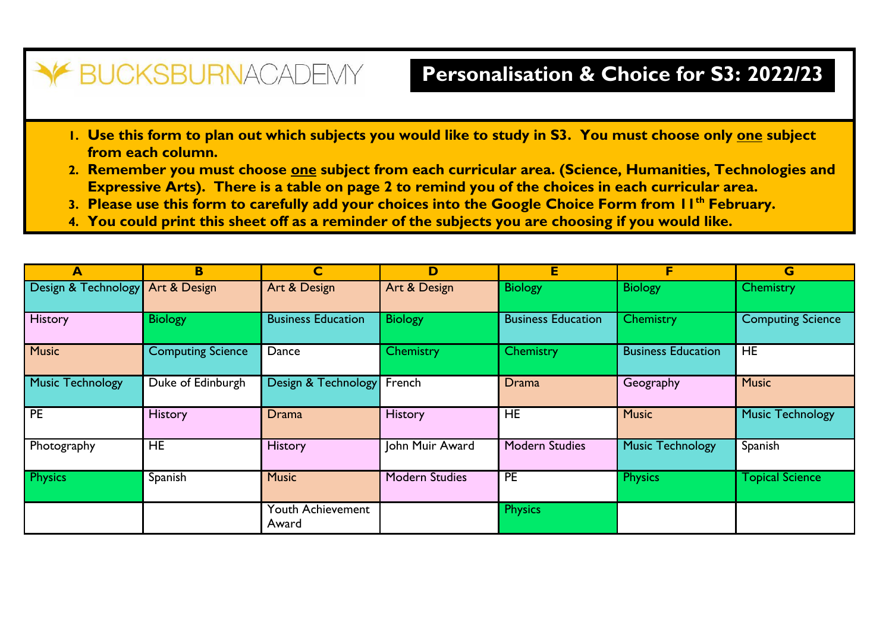BUCKSBURNACADEMY

# Personalisation & Choice for S3: 2022/23

1. **Use this form to plan out which subjects you would like to study in S3. You must choose only one subject from each column.**
2. **Remember you must choose one subject from each curricular area. (Science, Humanities, Technologies and Expressive Arts). There is a table on page 2 to remind you of the choices in each curricular area.**
3. **Please use this form to carefully add your choices into the Google Choice Form from 11th February.**
4. **You could print this sheet off as a reminder of the subjects you are choosing if you would like.**

| A | B | C | D | E | F | G |
|---|---|---|---|---|---|---|
| Design & Technology | Art & Design | Art & Design | Art & Design | Biology | Biology | Chemistry |
| History | Biology | Business Education | Biology | Business Education | Chemistry | Computing Science |
| Music | Computing Science | Dance | Chemistry | Chemistry | Business Education | HE |
| Music Technology | Duke of Edinburgh | Design & Technology | French | Drama | Geography | Music |
| PE | History | Drama | History | HE | Music | Music Technology |
| Photography | HE | History | John Muir Award | Modern Studies | Music Technology | Spanish |
| Physics | Spanish | Music | Modern Studies | PE | Physics | Topical Science |
| | | Youth Achievement Award | | Physics | | |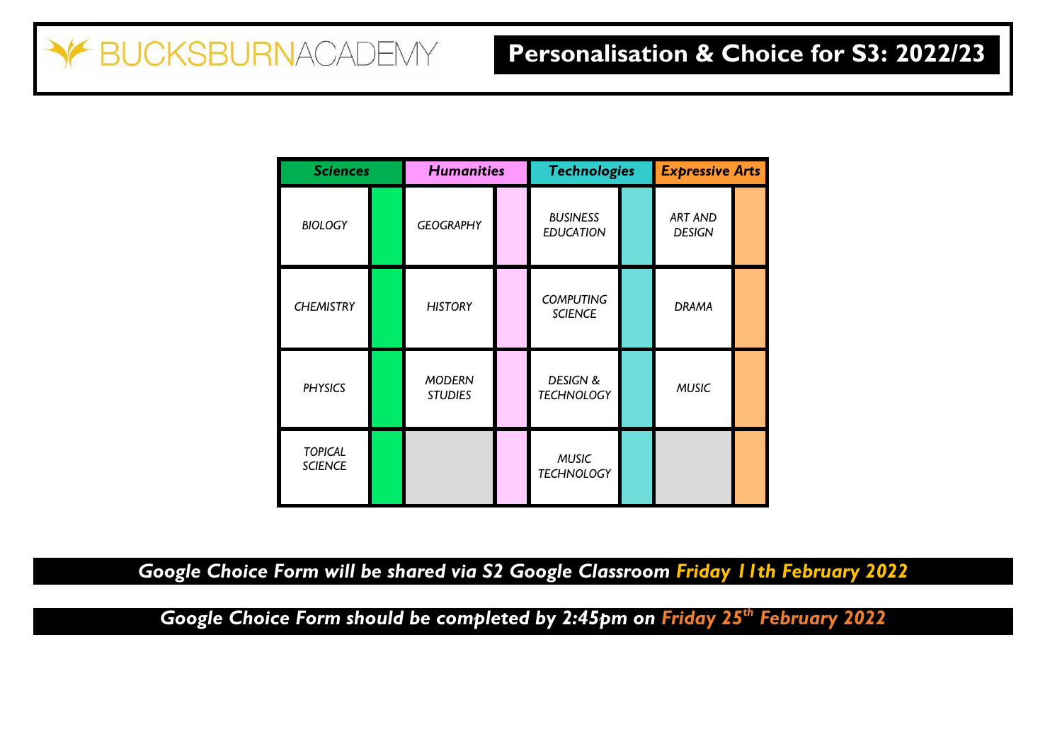BUCKSBURNACADEMY

# Personalisation & Choice for S3: 2022/23

| *Sciences* | | *Humanities* | | *Technologies* | | *Expressive Arts* | |
|---|---|---|---|---|---|---|---|
| *BIOLOGY* | | *GEOGRAPHY* | | *BUSINESS EDUCATION* | | *ART AND DESIGN* | |
| *CHEMISTRY* | | *HISTORY* | | *COMPUTING SCIENCE* | | *DRAMA* | |
| *PHYSICS* | | *MODERN STUDIES* | | *DESIGN & TECHNOLOGY* | | *MUSIC* | |
| *TOPICAL SCIENCE* | | | | *MUSIC TECHNOLOGY* | | | |

***Google Choice Form will be shared via S2 Google Classroom Friday 11th February 2022***

***Google Choice Form should be completed by 2:45pm on Friday 25th February 2022***